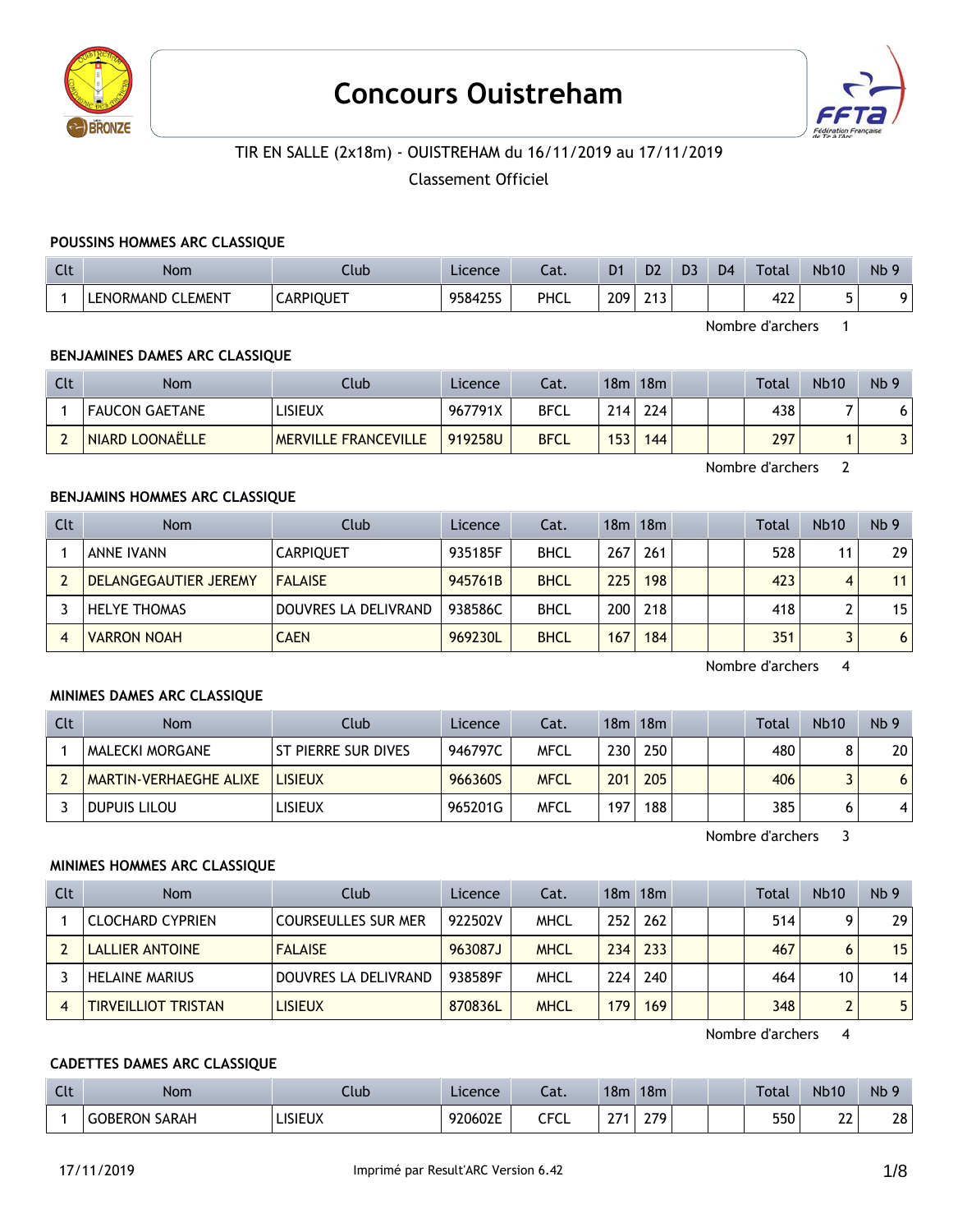# Concours Ouistreham

TIR EN SALLE (2x18m) - OUISTREHAM du 16/11/2019 au 17/11/2019

Classement Officiel

### POUSSINS HOMMES ARC CLASSIQUE

| Clt | Nom | Club | Licence | Cat. | D1 | D2 | D3 | D4 | Total | Nb10 | Nb 9 |
|---|---|---|---|---|---|---|---|---|---|---|---|
| 1 | LENORMAND CLEMENT | CARPIQUET | 958425S | PHCL | 209 | 213 | | | 422 | 5 | 9 |

Nombre d'archers 1

### BENJAMINES DAMES ARC CLASSIQUE

| Clt | Nom | Club | Licence | Cat. | 18m | 18m | | | Total | Nb10 | Nb 9 |
|---|---|---|---|---|---|---|---|---|---|---|---|
| 1 | FAUCON GAETANE | LISIEUX | 967791X | BFCL | 214 | 224 | | | 438 | 7 | 6 |
| 2 | NIARD LOONAËLLE | MERVILLE FRANCEVILLE | 919258U | BFCL | 153 | 144 | | | 297 | 1 | 3 |

Nombre d'archers 2

### BENJAMINS HOMMES ARC CLASSIQUE

| Clt | Nom | Club | Licence | Cat. | 18m | 18m | | | Total | Nb10 | Nb 9 |
|---|---|---|---|---|---|---|---|---|---|---|---|
| 1 | ANNE IVANN | CARPIQUET | 935185F | BHCL | 267 | 261 | | | 528 | 11 | 29 |
| 2 | DELANGEGAUTIER JEREMY | FALAISE | 945761B | BHCL | 225 | 198 | | | 423 | 4 | 11 |
| 3 | HELYE THOMAS | DOUVRES LA DELIVRAND | 938586C | BHCL | 200 | 218 | | | 418 | 2 | 15 |
| 4 | VARRON NOAH | CAEN | 969230L | BHCL | 167 | 184 | | | 351 | 3 | 6 |

Nombre d'archers 4

### MINIMES DAMES ARC CLASSIQUE

| Clt | Nom | Club | Licence | Cat. | 18m | 18m | | | Total | Nb10 | Nb 9 |
|---|---|---|---|---|---|---|---|---|---|---|---|
| 1 | MALECKI MORGANE | ST PIERRE SUR DIVES | 946797C | MFCL | 230 | 250 | | | 480 | 8 | 20 |
| 2 | MARTIN-VERHAEGHE ALIXE | LISIEUX | 966360S | MFCL | 201 | 205 | | | 406 | 3 | 6 |
| 3 | DUPUIS LILOU | LISIEUX | 965201G | MFCL | 197 | 188 | | | 385 | 6 | 4 |

Nombre d'archers 3

### MINIMES HOMMES ARC CLASSIQUE

| Clt | Nom | Club | Licence | Cat. | 18m | 18m | | | Total | Nb10 | Nb 9 |
|---|---|---|---|---|---|---|---|---|---|---|---|
| 1 | CLOCHARD CYPRIEN | COURSEULLES SUR MER | 922502V | MHCL | 252 | 262 | | | 514 | 9 | 29 |
| 2 | LALLIER ANTOINE | FALAISE | 963087J | MHCL | 234 | 233 | | | 467 | 6 | 15 |
| 3 | HELAINE MARIUS | DOUVRES LA DELIVRAND | 938589F | MHCL | 224 | 240 | | | 464 | 10 | 14 |
| 4 | TIRVEILLIOT TRISTAN | LISIEUX | 870836L | MHCL | 179 | 169 | | | 348 | 2 | 5 |

Nombre d'archers 4

### CADETTES DAMES ARC CLASSIQUE

| Clt | Nom | Club | Licence | Cat. | 18m | 18m | | | Total | Nb10 | Nb 9 |
|---|---|---|---|---|---|---|---|---|---|---|---|
| 1 | GOBERON SARAH | LISIEUX | 920602E | CFCL | 271 | 279 | | | 550 | 22 | 28 |

17/11/2019 Imprimé par Result'ARC Version 6.42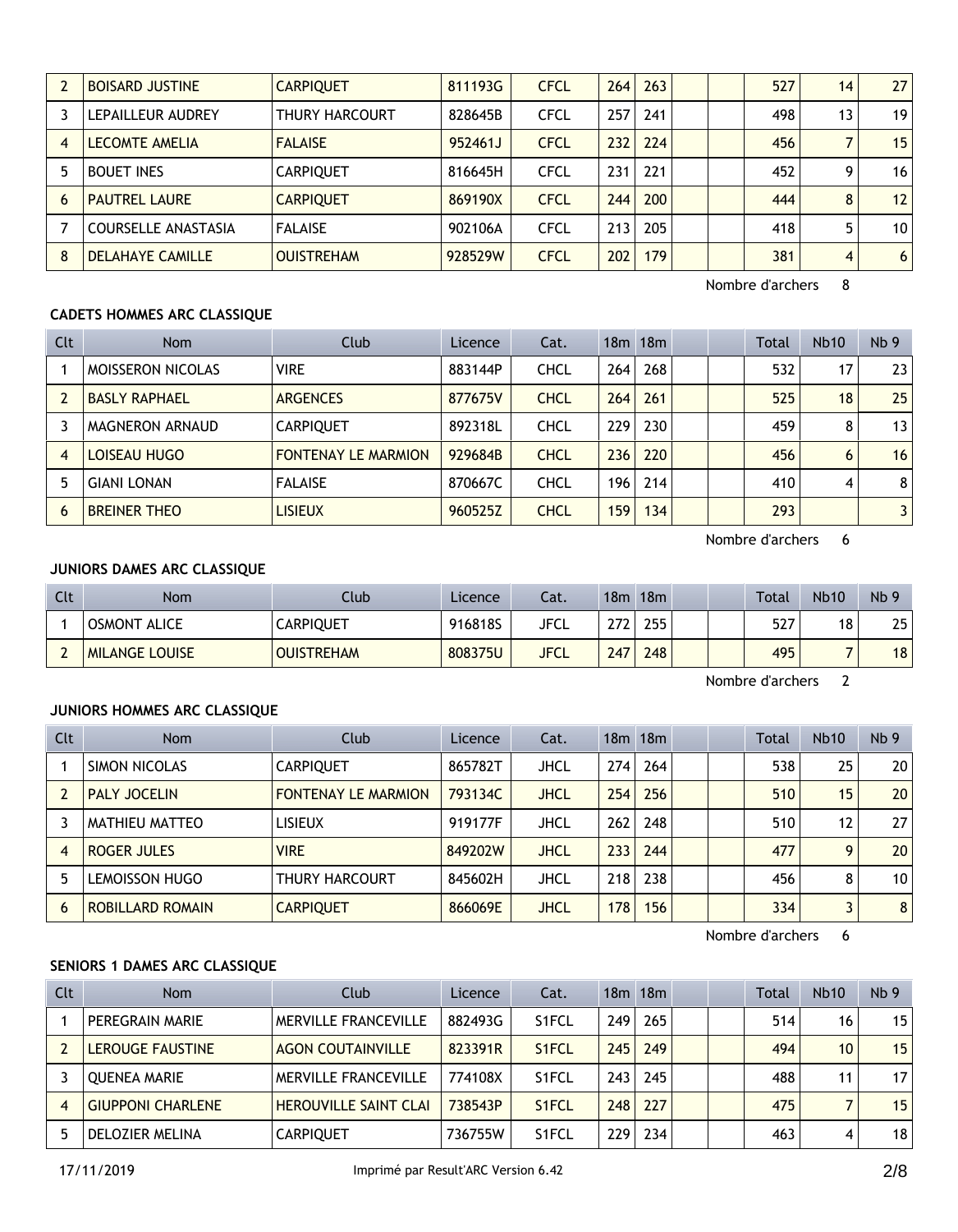| 2 | BOISARD JUSTINE | CARPIQUET | 811193G | CFCL | 264 | 263 | | | 527 | 14 | 27 |
|---|---|---|---|---|---|---|---|---|---|---|---|
| 3 | LEPAILLEUR AUDREY | THURY HARCOURT | 828645B | CFCL | 257 | 241 | | | 498 | 13 | 19 |
| 4 | LECOMTE AMELIA | FALAISE | 952461J | CFCL | 232 | 224 | | | 456 | 7 | 15 |
| 5 | BOUET INES | CARPIQUET | 816645H | CFCL | 231 | 221 | | | 452 | 9 | 16 |
| 6 | PAUTREL LAURE | CARPIQUET | 869190X | CFCL | 244 | 200 | | | 444 | 8 | 12 |
| 7 | COURSELLE ANASTASIA | FALAISE | 902106A | CFCL | 213 | 205 | | | 418 | 5 | 10 |
| 8 | DELAHAYE CAMILLE | OUISTREHAM | 928529W | CFCL | 202 | 179 | | | 381 | 4 | 6 |

Nombre d'archers 8

### CADETS HOMMES ARC CLASSIQUE

| Clt | Nom | Club | Licence | Cat. | 18m | 18m | | | Total | Nb10 | Nb 9 |
|---|---|---|---|---|---|---|---|---|---|---|---|
| 1 | MOISSERON NICOLAS | VIRE | 883144P | CHCL | 264 | 268 | | | 532 | 17 | 23 |
| 2 | BASLY RAPHAEL | ARGENCES | 877675V | CHCL | 264 | 261 | | | 525 | 18 | 25 |
| 3 | MAGNERON ARNAUD | CARPIQUET | 892318L | CHCL | 229 | 230 | | | 459 | 8 | 13 |
| 4 | LOISEAU HUGO | FONTENAY LE MARMION | 929684B | CHCL | 236 | 220 | | | 456 | 6 | 16 |
| 5 | GIANI LONAN | FALAISE | 870667C | CHCL | 196 | 214 | | | 410 | 4 | 8 |
| 6 | BREINER THEO | LISIEUX | 960525Z | CHCL | 159 | 134 | | | 293 | | 3 |

Nombre d'archers 6

### JUNIORS DAMES ARC CLASSIQUE

| Clt | Nom | Club | Licence | Cat. | 18m | 18m | | | Total | Nb10 | Nb 9 |
|---|---|---|---|---|---|---|---|---|---|---|---|
| 1 | OSMONT ALICE | CARPIQUET | 916818S | JFCL | 272 | 255 | | | 527 | 18 | 25 |
| 2 | MILANGE LOUISE | OUISTREHAM | 808375U | JFCL | 247 | 248 | | | 495 | 7 | 18 |

Nombre d'archers 2

### JUNIORS HOMMES ARC CLASSIQUE

| Clt | Nom | Club | Licence | Cat. | 18m | 18m | | | Total | Nb10 | Nb 9 |
|---|---|---|---|---|---|---|---|---|---|---|---|
| 1 | SIMON NICOLAS | CARPIQUET | 865782T | JHCL | 274 | 264 | | | 538 | 25 | 20 |
| 2 | PALY JOCELIN | FONTENAY LE MARMION | 793134C | JHCL | 254 | 256 | | | 510 | 15 | 20 |
| 3 | MATHIEU MATTEO | LISIEUX | 919177F | JHCL | 262 | 248 | | | 510 | 12 | 27 |
| 4 | ROGER JULES | VIRE | 849202W | JHCL | 233 | 244 | | | 477 | 9 | 20 |
| 5 | LEMOISSON HUGO | THURY HARCOURT | 845602H | JHCL | 218 | 238 | | | 456 | 8 | 10 |
| 6 | ROBILLARD ROMAIN | CARPIQUET | 866069E | JHCL | 178 | 156 | | | 334 | 3 | 8 |

Nombre d'archers 6

### SENIORS 1 DAMES ARC CLASSIQUE

| Clt | Nom | Club | Licence | Cat. | 18m | 18m | | | Total | Nb10 | Nb 9 |
|---|---|---|---|---|---|---|---|---|---|---|---|
| 1 | PEREGRAIN MARIE | MERVILLE FRANCEVILLE | 882493G | S1FCL | 249 | 265 | | | 514 | 16 | 15 |
| 2 | LEROUGE FAUSTINE | AGON COUTAINVILLE | 823391R | S1FCL | 245 | 249 | | | 494 | 10 | 15 |
| 3 | QUENEA MARIE | MERVILLE FRANCEVILLE | 774108X | S1FCL | 243 | 245 | | | 488 | 11 | 17 |
| 4 | GIUPPONI CHARLENE | HEROUVILLE SAINT CLAI | 738543P | S1FCL | 248 | 227 | | | 475 | 7 | 15 |
| 5 | DELOZIER MELINA | CARPIQUET | 736755W | S1FCL | 229 | 234 | | | 463 | 4 | 18 |

17/11/2019 Imprimé par Result'ARC Version 6.42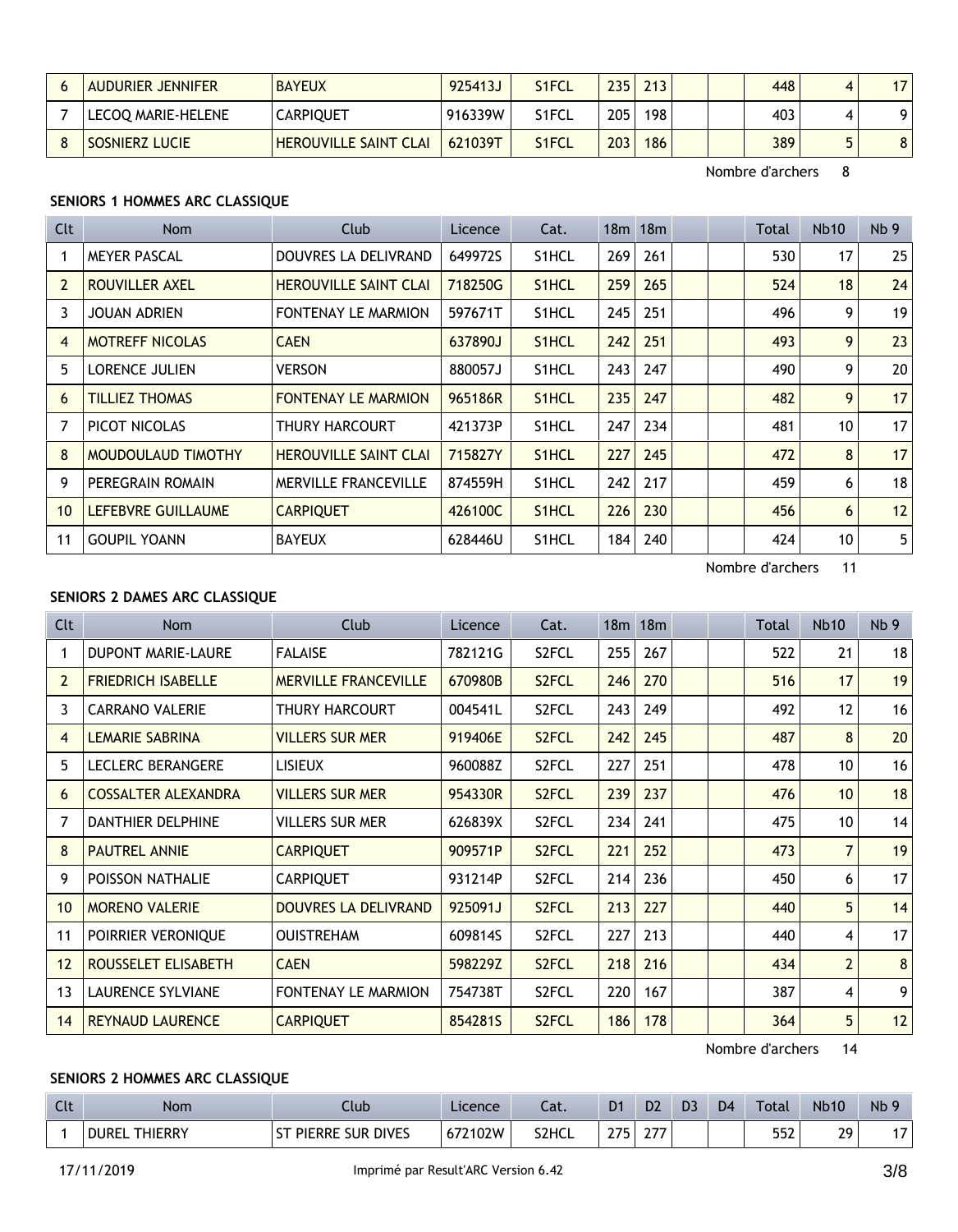| 6 | AUDURIER JENNIFER | BAYEUX | 925413J | S1FCL | 235 | 213 | | | 448 | 4 | 17 |
|---|---|---|---|---|---|---|---|---|---|---|---|
| 7 | LECOQ MARIE-HELENE | CARPIQUET | 916339W | S1FCL | 205 | 198 | | | 403 | 4 | 9 |
| 8 | SOSNIERZ LUCIE | HEROUVILLE SAINT CLAI | 621039T | S1FCL | 203 | 186 | | | 389 | 5 | 8 |

Nombre d'archers 8

### SENIORS 1 HOMMES ARC CLASSIQUE

| Clt | Nom | Club | Licence | Cat. | 18m | 18m | | | Total | Nb10 | Nb 9 |
|---|---|---|---|---|---|---|---|---|---|---|---|
| 1 | MEYER PASCAL | DOUVRES LA DELIVRAND | 649972S | S1HCL | 269 | 261 | | | 530 | 17 | 25 |
| 2 | ROUVILLER AXEL | HEROUVILLE SAINT CLAI | 718250G | S1HCL | 259 | 265 | | | 524 | 18 | 24 |
| 3 | JOUAN ADRIEN | FONTENAY LE MARMION | 597671T | S1HCL | 245 | 251 | | | 496 | 9 | 19 |
| 4 | MOTREFF NICOLAS | CAEN | 637890J | S1HCL | 242 | 251 | | | 493 | 9 | 23 |
| 5 | LORENCE JULIEN | VERSON | 880057J | S1HCL | 243 | 247 | | | 490 | 9 | 20 |
| 6 | TILLIEZ THOMAS | FONTENAY LE MARMION | 965186R | S1HCL | 235 | 247 | | | 482 | 9 | 17 |
| 7 | PICOT NICOLAS | THURY HARCOURT | 421373P | S1HCL | 247 | 234 | | | 481 | 10 | 17 |
| 8 | MOUDOULAUD TIMOTHY | HEROUVILLE SAINT CLAI | 715827Y | S1HCL | 227 | 245 | | | 472 | 8 | 17 |
| 9 | PEREGRAIN ROMAIN | MERVILLE FRANCEVILLE | 874559H | S1HCL | 242 | 217 | | | 459 | 6 | 18 |
| 10 | LEFEBVRE GUILLAUME | CARPIQUET | 426100C | S1HCL | 226 | 230 | | | 456 | 6 | 12 |
| 11 | GOUPIL YOANN | BAYEUX | 628446U | S1HCL | 184 | 240 | | | 424 | 10 | 5 |

Nombre d'archers 11

### SENIORS 2 DAMES ARC CLASSIQUE

| Clt | Nom | Club | Licence | Cat. | 18m | 18m | | | Total | Nb10 | Nb 9 |
|---|---|---|---|---|---|---|---|---|---|---|---|
| 1 | DUPONT MARIE-LAURE | FALAISE | 782121G | S2FCL | 255 | 267 | | | 522 | 21 | 18 |
| 2 | FRIEDRICH ISABELLE | MERVILLE FRANCEVILLE | 670980B | S2FCL | 246 | 270 | | | 516 | 17 | 19 |
| 3 | CARRANO VALERIE | THURY HARCOURT | 004541L | S2FCL | 243 | 249 | | | 492 | 12 | 16 |
| 4 | LEMARIE SABRINA | VILLERS SUR MER | 919406E | S2FCL | 242 | 245 | | | 487 | 8 | 20 |
| 5 | LECLERC BERANGERE | LISIEUX | 960088Z | S2FCL | 227 | 251 | | | 478 | 10 | 16 |
| 6 | COSSALTER ALEXANDRA | VILLERS SUR MER | 954330R | S2FCL | 239 | 237 | | | 476 | 10 | 18 |
| 7 | DANTHIER DELPHINE | VILLERS SUR MER | 626839X | S2FCL | 234 | 241 | | | 475 | 10 | 14 |
| 8 | PAUTREL ANNIE | CARPIQUET | 909571P | S2FCL | 221 | 252 | | | 473 | 7 | 19 |
| 9 | POISSON NATHALIE | CARPIQUET | 931214P | S2FCL | 214 | 236 | | | 450 | 6 | 17 |
| 10 | MORENO VALERIE | DOUVRES LA DELIVRAND | 925091J | S2FCL | 213 | 227 | | | 440 | 5 | 14 |
| 11 | POIRRIER VERONIQUE | OUISTREHAM | 609814S | S2FCL | 227 | 213 | | | 440 | 4 | 17 |
| 12 | ROUSSELET ELISABETH | CAEN | 598229Z | S2FCL | 218 | 216 | | | 434 | 2 | 8 |
| 13 | LAURENCE SYLVIANE | FONTENAY LE MARMION | 754738T | S2FCL | 220 | 167 | | | 387 | 4 | 9 |
| 14 | REYNAUD LAURENCE | CARPIQUET | 854281S | S2FCL | 186 | 178 | | | 364 | 5 | 12 |

Nombre d'archers 14

### SENIORS 2 HOMMES ARC CLASSIQUE

| Clt | Nom | Club | Licence | Cat. | D1 | D2 | D3 | D4 | Total | Nb10 | Nb 9 |
|---|---|---|---|---|---|---|---|---|---|---|---|
| 1 | DUREL THIERRY | ST PIERRE SUR DIVES | 672102W | S2HCL | 275 | 277 | | | 552 | 29 | 17 |

17/11/2019 Imprimé par Result'ARC Version 6.42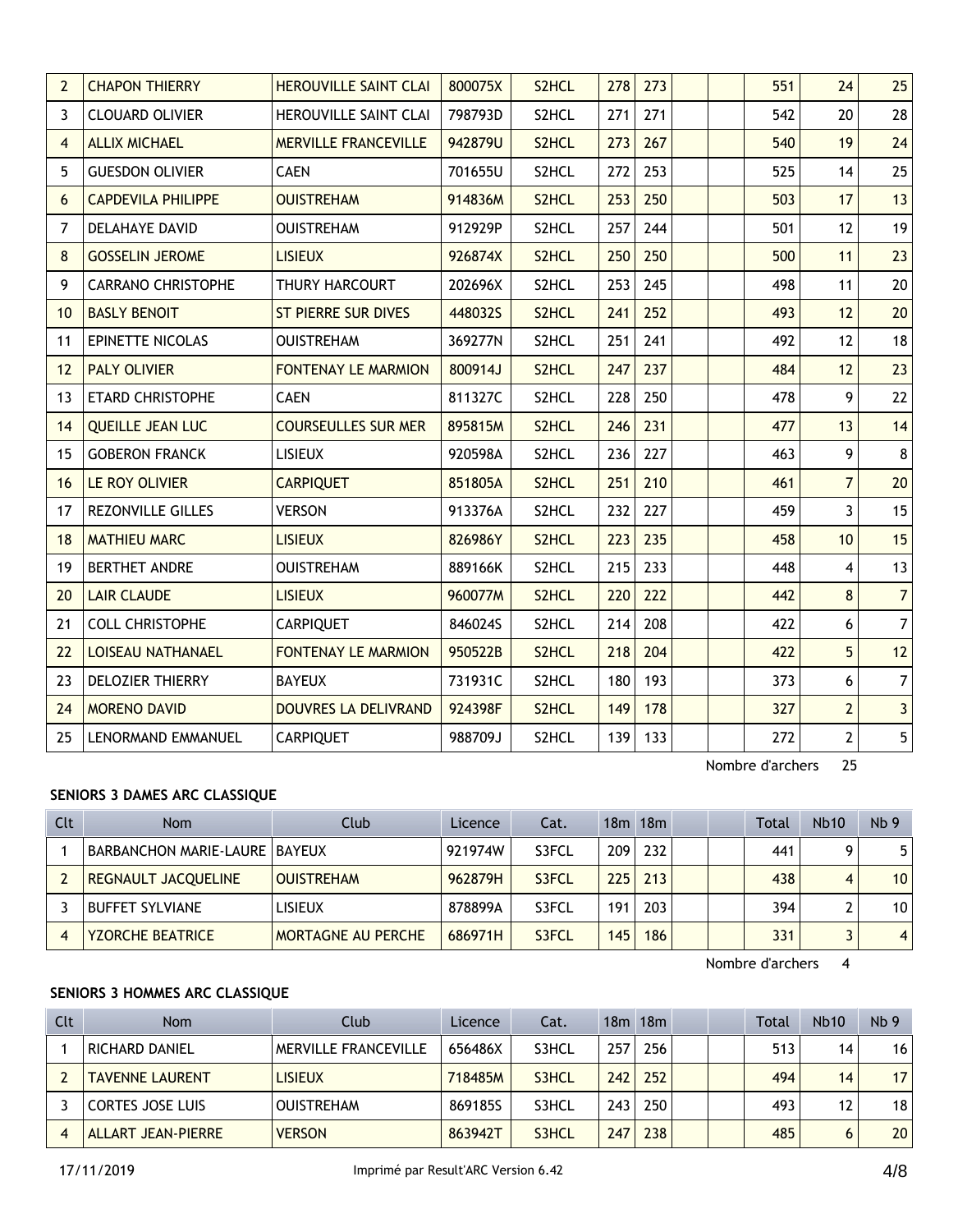| Clt | Nom | Club | Licence | Cat. | 18m | 18m | | | Total | Nb10 | Nb 9 |
|---|---|---|---|---|---|---|---|---|---|---|---|
| 2 | CHAPON THIERRY | HEROUVILLE SAINT CLAI | 800075X | S2HCL | 278 | 273 | | | 551 | 24 | 25 |
| 3 | CLOUARD OLIVIER | HEROUVILLE SAINT CLAI | 798793D | S2HCL | 271 | 271 | | | 542 | 20 | 28 |
| 4 | ALLIX MICHAEL | MERVILLE FRANCEVILLE | 942879U | S2HCL | 273 | 267 | | | 540 | 19 | 24 |
| 5 | GUESDON OLIVIER | CAEN | 701655U | S2HCL | 272 | 253 | | | 525 | 14 | 25 |
| 6 | CAPDEVILA PHILIPPE | OUISTREHAM | 914836M | S2HCL | 253 | 250 | | | 503 | 17 | 13 |
| 7 | DELAHAYE DAVID | OUISTREHAM | 912929P | S2HCL | 257 | 244 | | | 501 | 12 | 19 |
| 8 | GOSSELIN JEROME | LISIEUX | 926874X | S2HCL | 250 | 250 | | | 500 | 11 | 23 |
| 9 | CARRANO CHRISTOPHE | THURY HARCOURT | 202696X | S2HCL | 253 | 245 | | | 498 | 11 | 20 |
| 10 | BASLY BENOIT | ST PIERRE SUR DIVES | 448032S | S2HCL | 241 | 252 | | | 493 | 12 | 20 |
| 11 | EPINETTE NICOLAS | OUISTREHAM | 369277N | S2HCL | 251 | 241 | | | 492 | 12 | 18 |
| 12 | PALY OLIVIER | FONTENAY LE MARMION | 800914J | S2HCL | 247 | 237 | | | 484 | 12 | 23 |
| 13 | ETARD CHRISTOPHE | CAEN | 811327C | S2HCL | 228 | 250 | | | 478 | 9 | 22 |
| 14 | QUEILLE JEAN LUC | COURSEULLES SUR MER | 895815M | S2HCL | 246 | 231 | | | 477 | 13 | 14 |
| 15 | GOBERON FRANCK | LISIEUX | 920598A | S2HCL | 236 | 227 | | | 463 | 9 | 8 |
| 16 | LE ROY OLIVIER | CARPIQUET | 851805A | S2HCL | 251 | 210 | | | 461 | 7 | 20 |
| 17 | REZONVILLE GILLES | VERSON | 913376A | S2HCL | 232 | 227 | | | 459 | 3 | 15 |
| 18 | MATHIEU MARC | LISIEUX | 826986Y | S2HCL | 223 | 235 | | | 458 | 10 | 15 |
| 19 | BERTHET ANDRE | OUISTREHAM | 889166K | S2HCL | 215 | 233 | | | 448 | 4 | 13 |
| 20 | LAIR CLAUDE | LISIEUX | 960077M | S2HCL | 220 | 222 | | | 442 | 8 | 7 |
| 21 | COLL CHRISTOPHE | CARPIQUET | 846024S | S2HCL | 214 | 208 | | | 422 | 6 | 7 |
| 22 | LOISEAU NATHANAEL | FONTENAY LE MARMION | 950522B | S2HCL | 218 | 204 | | | 422 | 5 | 12 |
| 23 | DELOZIER THIERRY | BAYEUX | 731931C | S2HCL | 180 | 193 | | | 373 | 6 | 7 |
| 24 | MORENO DAVID | DOUVRES LA DELIVRAND | 924398F | S2HCL | 149 | 178 | | | 327 | 2 | 3 |
| 25 | LENORMAND EMMANUEL | CARPIQUET | 988709J | S2HCL | 139 | 133 | | | 272 | 2 | 5 |

Nombre d'archers 25

### SENIORS 3 DAMES ARC CLASSIQUE

| Clt | Nom | Club | Licence | Cat. | 18m | 18m | | | Total | Nb10 | Nb 9 |
|---|---|---|---|---|---|---|---|---|---|---|---|
| 1 | BARBANCHON MARIE-LAURE | BAYEUX | 921974W | S3FCL | 209 | 232 | | | 441 | 9 | 5 |
| 2 | REGNAULT JACQUELINE | OUISTREHAM | 962879H | S3FCL | 225 | 213 | | | 438 | 4 | 10 |
| 3 | BUFFET SYLVIANE | LISIEUX | 878899A | S3FCL | 191 | 203 | | | 394 | 2 | 10 |
| 4 | YZORCHE BEATRICE | MORTAGNE AU PERCHE | 686971H | S3FCL | 145 | 186 | | | 331 | 3 | 4 |

Nombre d'archers 4

### SENIORS 3 HOMMES ARC CLASSIQUE

| Clt | Nom | Club | Licence | Cat. | 18m | 18m | | | Total | Nb10 | Nb 9 |
|---|---|---|---|---|---|---|---|---|---|---|---|
| 1 | RICHARD DANIEL | MERVILLE FRANCEVILLE | 656486X | S3HCL | 257 | 256 | | | 513 | 14 | 16 |
| 2 | TAVENNE LAURENT | LISIEUX | 718485M | S3HCL | 242 | 252 | | | 494 | 14 | 17 |
| 3 | CORTES JOSE LUIS | OUISTREHAM | 869185S | S3HCL | 243 | 250 | | | 493 | 12 | 18 |
| 4 | ALLART JEAN-PIERRE | VERSON | 863942T | S3HCL | 247 | 238 | | | 485 | 6 | 20 |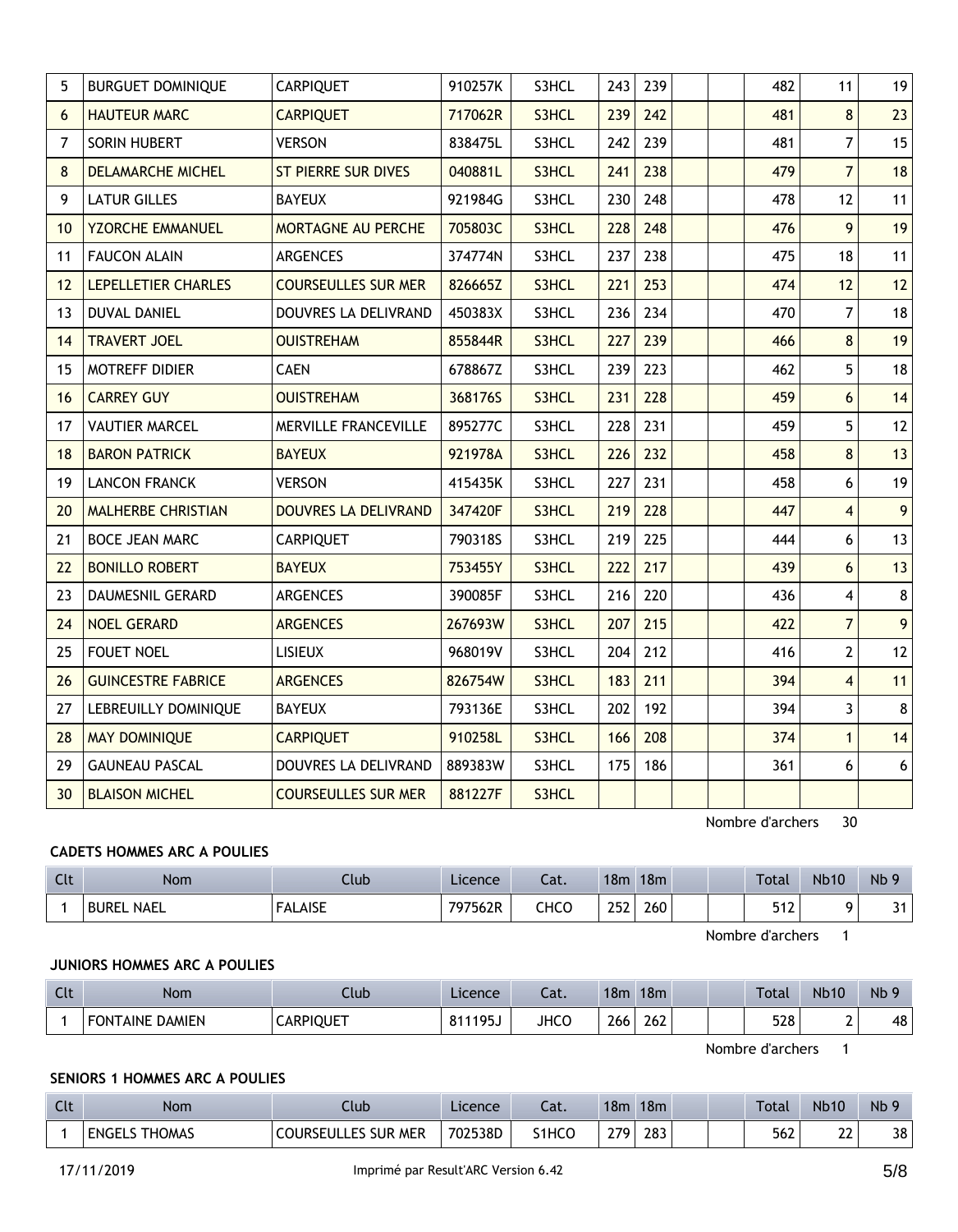| 5 | BURGUET DOMINIQUE | CARPIQUET | 910257K | S3HCL | 243 | 239 | | | 482 | 11 | 19 |
|---|---|---|---|---|---|---|---|---|---|---|---|
| 6 | HAUTEUR MARC | CARPIQUET | 717062R | S3HCL | 239 | 242 | | | 481 | 8 | 23 |
| 7 | SORIN HUBERT | VERSON | 838475L | S3HCL | 242 | 239 | | | 481 | 7 | 15 |
| 8 | DELAMARCHE MICHEL | ST PIERRE SUR DIVES | 040881L | S3HCL | 241 | 238 | | | 479 | 7 | 18 |
| 9 | LATUR GILLES | BAYEUX | 921984G | S3HCL | 230 | 248 | | | 478 | 12 | 11 |
| 10 | YZORCHE EMMANUEL | MORTAGNE AU PERCHE | 705803C | S3HCL | 228 | 248 | | | 476 | 9 | 19 |
| 11 | FAUCON ALAIN | ARGENCES | 374774N | S3HCL | 237 | 238 | | | 475 | 18 | 11 |
| 12 | LEPELLETIER CHARLES | COURSEULLES SUR MER | 826665Z | S3HCL | 221 | 253 | | | 474 | 12 | 12 |
| 13 | DUVAL DANIEL | DOUVRES LA DELIVRAND | 450383X | S3HCL | 236 | 234 | | | 470 | 7 | 18 |
| 14 | TRAVERT JOEL | OUISTREHAM | 855844R | S3HCL | 227 | 239 | | | 466 | 8 | 19 |
| 15 | MOTREFF DIDIER | CAEN | 678867Z | S3HCL | 239 | 223 | | | 462 | 5 | 18 |
| 16 | CARREY GUY | OUISTREHAM | 368176S | S3HCL | 231 | 228 | | | 459 | 6 | 14 |
| 17 | VAUTIER MARCEL | MERVILLE FRANCEVILLE | 895277C | S3HCL | 228 | 231 | | | 459 | 5 | 12 |
| 18 | BARON PATRICK | BAYEUX | 921978A | S3HCL | 226 | 232 | | | 458 | 8 | 13 |
| 19 | LANCON FRANCK | VERSON | 415435K | S3HCL | 227 | 231 | | | 458 | 6 | 19 |
| 20 | MALHERBE CHRISTIAN | DOUVRES LA DELIVRAND | 347420F | S3HCL | 219 | 228 | | | 447 | 4 | 9 |
| 21 | BOCE JEAN MARC | CARPIQUET | 790318S | S3HCL | 219 | 225 | | | 444 | 6 | 13 |
| 22 | BONILLO ROBERT | BAYEUX | 753455Y | S3HCL | 222 | 217 | | | 439 | 6 | 13 |
| 23 | DAUMESNIL GERARD | ARGENCES | 390085F | S3HCL | 216 | 220 | | | 436 | 4 | 8 |
| 24 | NOEL GERARD | ARGENCES | 267693W | S3HCL | 207 | 215 | | | 422 | 7 | 9 |
| 25 | FOUET NOEL | LISIEUX | 968019V | S3HCL | 204 | 212 | | | 416 | 2 | 12 |
| 26 | GUINCESTRE FABRICE | ARGENCES | 826754W | S3HCL | 183 | 211 | | | 394 | 4 | 11 |
| 27 | LEBREUILLY DOMINIQUE | BAYEUX | 793136E | S3HCL | 202 | 192 | | | 394 | 3 | 8 |
| 28 | MAY DOMINIQUE | CARPIQUET | 910258L | S3HCL | 166 | 208 | | | 374 | 1 | 14 |
| 29 | GAUNEAU PASCAL | DOUVRES LA DELIVRAND | 889383W | S3HCL | 175 | 186 | | | 361 | 6 | 6 |
| 30 | BLAISON MICHEL | COURSEULLES SUR MER | 881227F | S3HCL | | | | | | | |

Nombre d'archers 30

### CADETS HOMMES ARC A POULIES

| Clt | Nom | Club | Licence | Cat. | 18m | 18m | | | Total | Nb10 | Nb 9 |
|---|---|---|---|---|---|---|---|---|---|---|---|
| 1 | BUREL NAEL | FALAISE | 797562R | CHCO | 252 | 260 | | | 512 | 9 | 31 |

Nombre d'archers 1

### JUNIORS HOMMES ARC A POULIES

| Clt | Nom | Club | Licence | Cat. | 18m | 18m | | | Total | Nb10 | Nb 9 |
|---|---|---|---|---|---|---|---|---|---|---|---|
| 1 | FONTAINE DAMIEN | CARPIQUET | 811195J | JHCO | 266 | 262 | | | 528 | 2 | 48 |

Nombre d'archers 1

### SENIORS 1 HOMMES ARC A POULIES

| Clt | Nom | Club | Licence | Cat. | 18m | 18m | | | Total | Nb10 | Nb 9 |
|---|---|---|---|---|---|---|---|---|---|---|---|
| 1 | ENGELS THOMAS | COURSEULLES SUR MER | 702538D | S1HCO | 279 | 283 | | | 562 | 22 | 38 |

17/11/2019 Imprimé par Result'ARC Version 6.42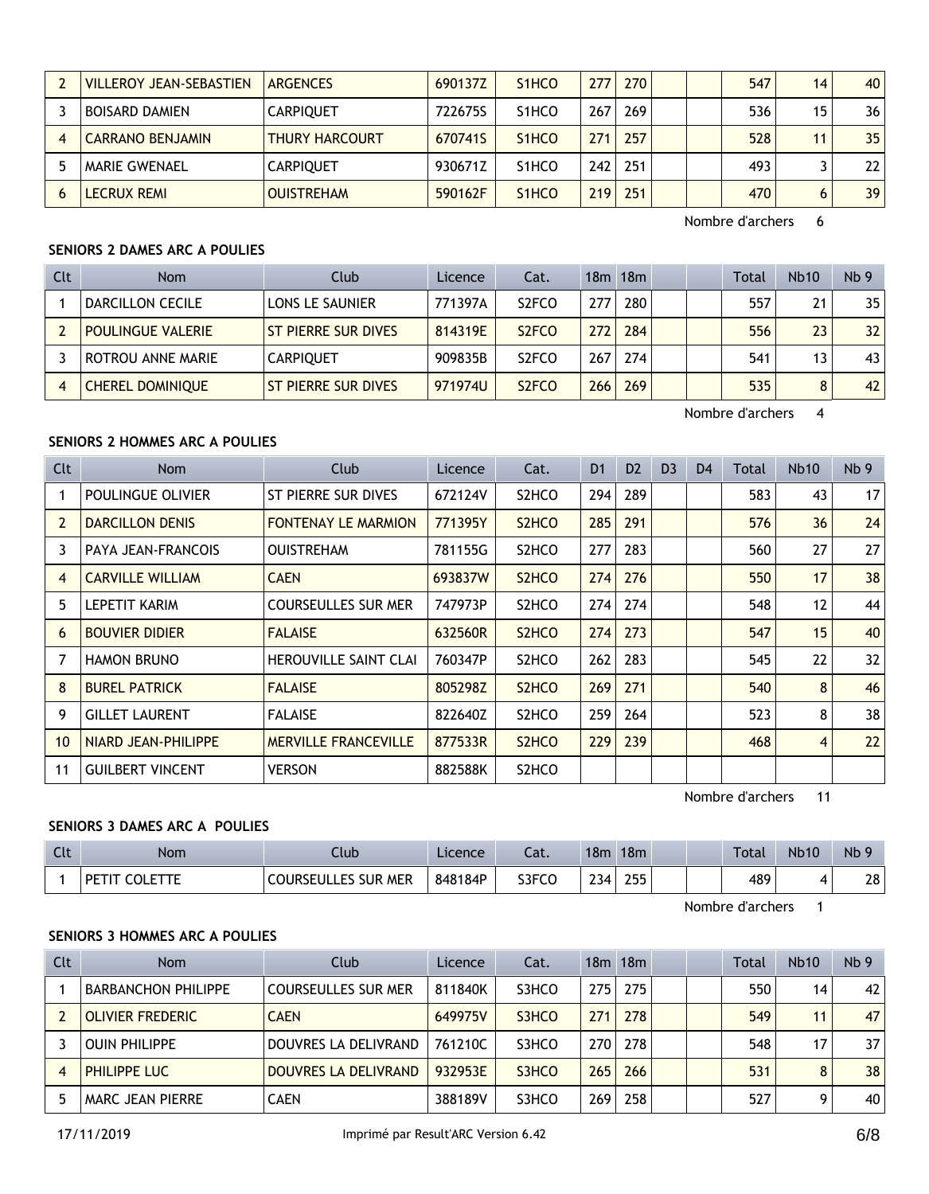| 2 | VILLEROY JEAN-SEBASTIEN | ARGENCES | 690137Z | S1HCO | 277 | 270 | | | 547 | 14 | 40 |
|---|---|---|---|---|---|---|---|---|---|---|---|
| 3 | BOISARD DAMIEN | CARPIQUET | 722675S | S1HCO | 267 | 269 | | | 536 | 15 | 36 |
| 4 | CARRANO BENJAMIN | THURY HARCOURT | 670741S | S1HCO | 271 | 257 | | | 528 | 11 | 35 |
| 5 | MARIE GWENAEL | CARPIQUET | 930671Z | S1HCO | 242 | 251 | | | 493 | 3 | 22 |
| 6 | LECRUX REMI | OUISTREHAM | 590162F | S1HCO | 219 | 251 | | | 470 | 6 | 39 |

Nombre d'archers 6

**SENIORS 2 DAMES ARC A POULIES**

| Clt | Nom | Club | Licence | Cat. | 18m | 18m | | | Total | Nb10 | Nb 9 |
|---|---|---|---|---|---|---|---|---|---|---|---|
| 1 | DARCILLON CECILE | LONS LE SAUNIER | 771397A | S2FCO | 277 | 280 | | | 557 | 21 | 35 |
| 2 | POULINGUE VALERIE | ST PIERRE SUR DIVES | 814319E | S2FCO | 272 | 284 | | | 556 | 23 | 32 |
| 3 | ROTROU ANNE MARIE | CARPIQUET | 909835B | S2FCO | 267 | 274 | | | 541 | 13 | 43 |
| 4 | CHEREL DOMINIQUE | ST PIERRE SUR DIVES | 971974U | S2FCO | 266 | 269 | | | 535 | 8 | 42 |

Nombre d'archers 4

**SENIORS 2 HOMMES ARC A POULIES**

| Clt | Nom | Club | Licence | Cat. | D1 | D2 | D3 | D4 | Total | Nb10 | Nb 9 |
|---|---|---|---|---|---|---|---|---|---|---|---|
| 1 | POULINGUE OLIVIER | ST PIERRE SUR DIVES | 672124V | S2HCO | 294 | 289 | | | 583 | 43 | 17 |
| 2 | DARCILLON DENIS | FONTENAY LE MARMION | 771395Y | S2HCO | 285 | 291 | | | 576 | 36 | 24 |
| 3 | PAYA JEAN-FRANCOIS | OUISTREHAM | 781155G | S2HCO | 277 | 283 | | | 560 | 27 | 27 |
| 4 | CARVILLE WILLIAM | CAEN | 693837W | S2HCO | 274 | 276 | | | 550 | 17 | 38 |
| 5 | LEPETIT KARIM | COURSEULLES SUR MER | 747973P | S2HCO | 274 | 274 | | | 548 | 12 | 44 |
| 6 | BOUVIER DIDIER | FALAISE | 632560R | S2HCO | 274 | 273 | | | 547 | 15 | 40 |
| 7 | HAMON BRUNO | HEROUVILLE SAINT CLAI | 760347P | S2HCO | 262 | 283 | | | 545 | 22 | 32 |
| 8 | BUREL PATRICK | FALAISE | 805298Z | S2HCO | 269 | 271 | | | 540 | 8 | 46 |
| 9 | GILLET LAURENT | FALAISE | 822640Z | S2HCO | 259 | 264 | | | 523 | 8 | 38 |
| 10 | NIARD JEAN-PHILIPPE | MERVILLE FRANCEVILLE | 877533R | S2HCO | 229 | 239 | | | 468 | 4 | 22 |
| 11 | GUILBERT VINCENT | VERSON | 882588K | S2HCO | | | | | | | |

Nombre d'archers 11

**SENIORS 3 DAMES ARC A POULIES**

| Clt | Nom | Club | Licence | Cat. | 18m | 18m | | | Total | Nb10 | Nb 9 |
|---|---|---|---|---|---|---|---|---|---|---|---|
| 1 | PETIT COLETTE | COURSEULLES SUR MER | 848184P | S3FCO | 234 | 255 | | | 489 | 4 | 28 |

Nombre d'archers 1

**SENIORS 3 HOMMES ARC A POULIES**

| Clt | Nom | Club | Licence | Cat. | 18m | 18m | | | Total | Nb10 | Nb 9 |
|---|---|---|---|---|---|---|---|---|---|---|---|
| 1 | BARBANCHON PHILIPPE | COURSEULLES SUR MER | 811840K | S3HCO | 275 | 275 | | | 550 | 14 | 42 |
| 2 | OLIVIER FREDERIC | CAEN | 649975V | S3HCO | 271 | 278 | | | 549 | 11 | 47 |
| 3 | OUIN PHILIPPE | DOUVRES LA DELIVRAND | 761210C | S3HCO | 270 | 278 | | | 548 | 17 | 37 |
| 4 | PHILIPPE LUC | DOUVRES LA DELIVRAND | 932953E | S3HCO | 265 | 266 | | | 531 | 8 | 38 |
| 5 | MARC JEAN PIERRE | CAEN | 388189V | S3HCO | 269 | 258 | | | 527 | 9 | 40 |

17/11/2019 Imprimé par Result'ARC Version 6.42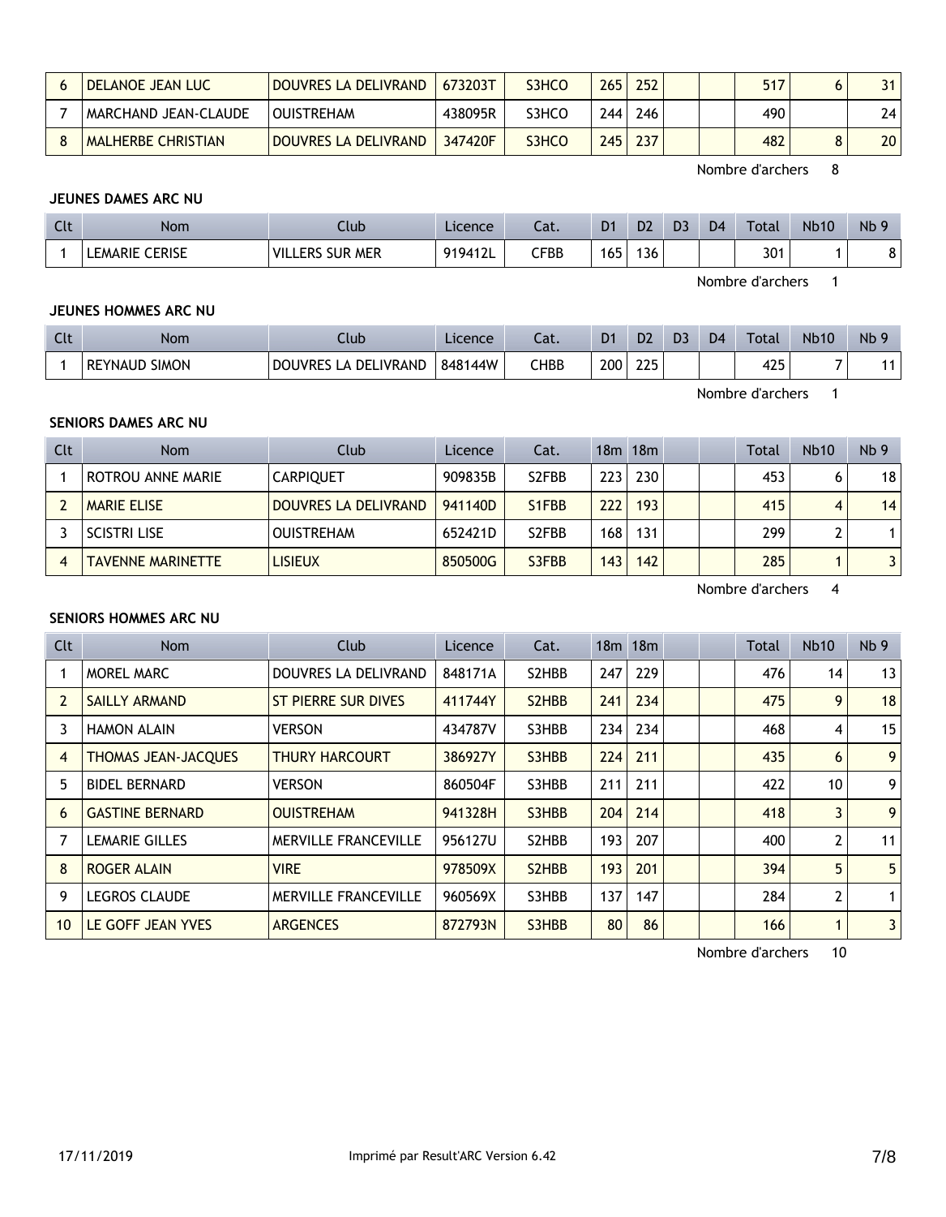| 6 | DELANOE JEAN LUC | DOUVRES LA DELIVRAND | 673203T | S3HCO | 265 | 252 | | | 517 | 6 | 31 |
|---|---|---|---|---|---|---|---|---|---|---|---|
| 7 | MARCHAND JEAN-CLAUDE | OUISTREHAM | 438095R | S3HCO | 244 | 246 | | | 490 | | 24 |
| 8 | MALHERBE CHRISTIAN | DOUVRES LA DELIVRAND | 347420F | S3HCO | 245 | 237 | | | 482 | 8 | 20 |

Nombre d'archers 8

### JEUNES DAMES ARC NU

| Clt | Nom | Club | Licence | Cat. | D1 | D2 | D3 | D4 | Total | Nb10 | Nb 9 |
|---|---|---|---|---|---|---|---|---|---|---|---|
| 1 | LEMARIE CERISE | VILLERS SUR MER | 919412L | CFBB | 165 | 136 | | | 301 | 1 | 8 |

Nombre d'archers 1

### JEUNES HOMMES ARC NU

| Clt | Nom | Club | Licence | Cat. | D1 | D2 | D3 | D4 | Total | Nb10 | Nb 9 |
|---|---|---|---|---|---|---|---|---|---|---|---|
| 1 | REYNAUD SIMON | DOUVRES LA DELIVRAND | 848144W | CHBB | 200 | 225 | | | 425 | 7 | 11 |

Nombre d'archers 1

### SENIORS DAMES ARC NU

| Clt | Nom | Club | Licence | Cat. | 18m | 18m | | | Total | Nb10 | Nb 9 |
|---|---|---|---|---|---|---|---|---|---|---|---|
| 1 | ROTROU ANNE MARIE | CARPIQUET | 909835B | S2FBB | 223 | 230 | | | 453 | 6 | 18 |
| 2 | MARIE ELISE | DOUVRES LA DELIVRAND | 941140D | S1FBB | 222 | 193 | | | 415 | 4 | 14 |
| 3 | SCISTRI LISE | OUISTREHAM | 652421D | S2FBB | 168 | 131 | | | 299 | 2 | 1 |
| 4 | TAVENNE MARINETTE | LISIEUX | 850500G | S3FBB | 143 | 142 | | | 285 | 1 | 3 |

Nombre d'archers 4

### SENIORS HOMMES ARC NU

| Clt | Nom | Club | Licence | Cat. | 18m | 18m | | | Total | Nb10 | Nb 9 |
|---|---|---|---|---|---|---|---|---|---|---|---|
| 1 | MOREL MARC | DOUVRES LA DELIVRAND | 848171A | S2HBB | 247 | 229 | | | 476 | 14 | 13 |
| 2 | SAILLY ARMAND | ST PIERRE SUR DIVES | 411744Y | S2HBB | 241 | 234 | | | 475 | 9 | 18 |
| 3 | HAMON ALAIN | VERSON | 434787V | S3HBB | 234 | 234 | | | 468 | 4 | 15 |
| 4 | THOMAS JEAN-JACQUES | THURY HARCOURT | 386927Y | S3HBB | 224 | 211 | | | 435 | 6 | 9 |
| 5 | BIDEL BERNARD | VERSON | 860504F | S3HBB | 211 | 211 | | | 422 | 10 | 9 |
| 6 | GASTINE BERNARD | OUISTREHAM | 941328H | S3HBB | 204 | 214 | | | 418 | 3 | 9 |
| 7 | LEMARIE GILLES | MERVILLE FRANCEVILLE | 956127U | S2HBB | 193 | 207 | | | 400 | 2 | 11 |
| 8 | ROGER ALAIN | VIRE | 978509X | S2HBB | 193 | 201 | | | 394 | 5 | 5 |
| 9 | LEGROS CLAUDE | MERVILLE FRANCEVILLE | 960569X | S3HBB | 137 | 147 | | | 284 | 2 | 1 |
| 10 | LE GOFF JEAN YVES | ARGENCES | 872793N | S3HBB | 80 | 86 | | | 166 | 1 | 3 |

Nombre d'archers 10

17/11/2019 Imprimé par Result'ARC Version 6.42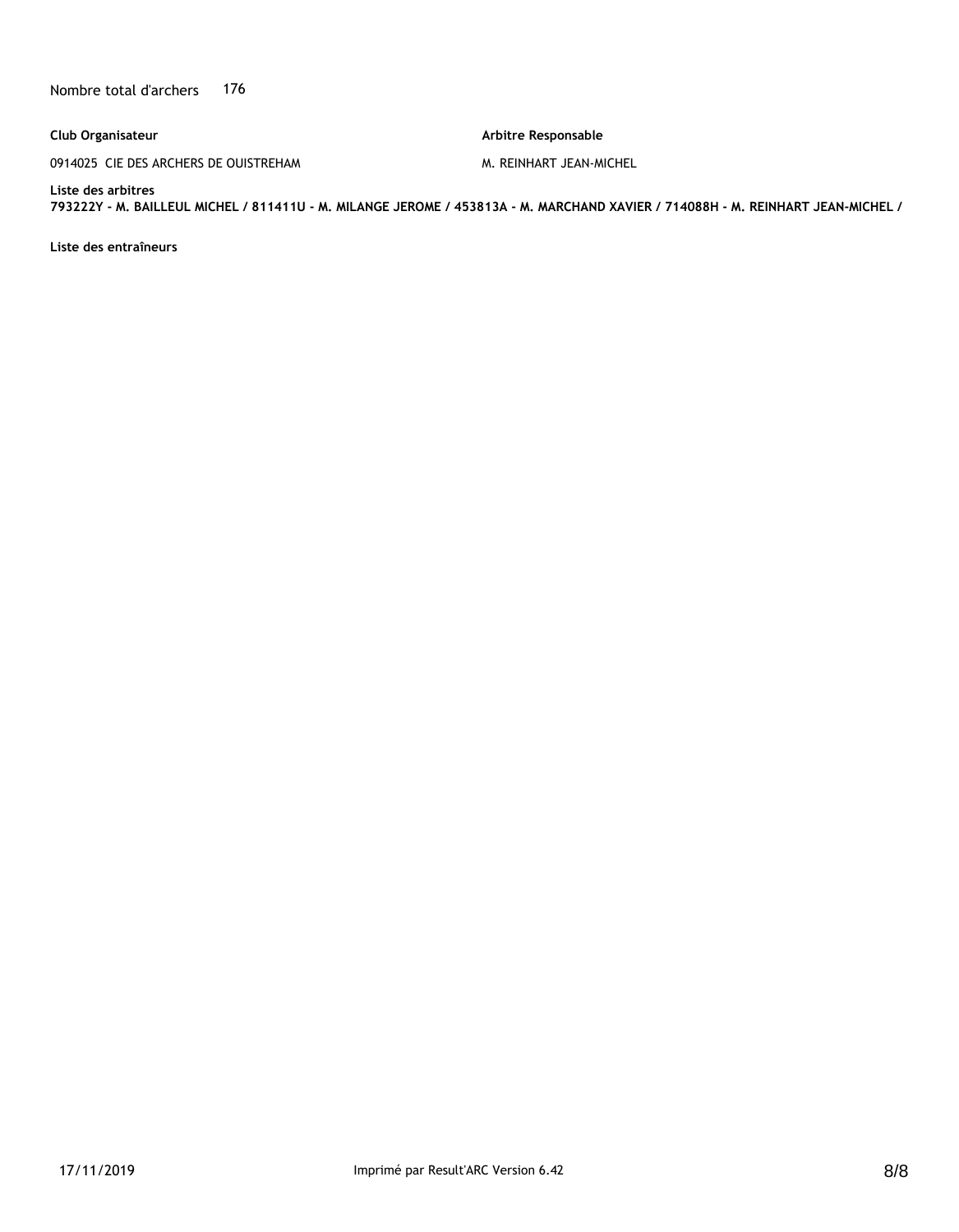Nombre total d'archers 176

**Club Organisateur**

0914025 CIE DES ARCHERS DE OUISTREHAM

**Arbitre Responsable**

M. REINHART JEAN-MICHEL

**Liste des arbitres**

**793222Y - M. BAILLEUL MICHEL / 811411U - M. MILANGE JEROME / 453813A - M. MARCHAND XAVIER / 714088H - M. REINHART JEAN-MICHEL /**

**Liste des entraîneurs**

17/11/2019 Imprimé par Result'ARC Version 6.42